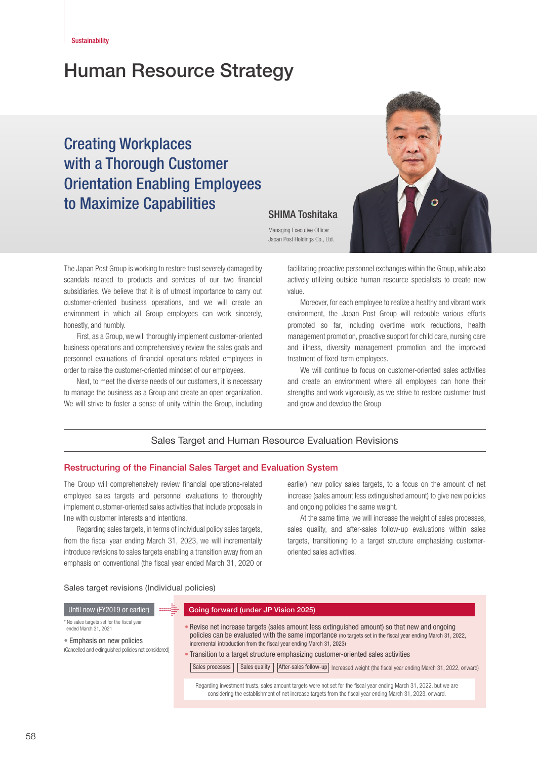Sustainability

# Human Resource Strategy

## Creating Workplaces with a Thorough Customer Orientation Enabling Employees to Maximize Capabilities

**SHIMA Toshitaka**

Managing Executive Officer
Japan Post Holdings Co., Ltd.

The Japan Post Group is working to restore trust severely damaged by scandals related to products and services of our two financial subsidiaries. We believe that it is of utmost importance to carry out customer-oriented business operations, and we will create an environment in which all Group employees can work sincerely, honestly, and humbly.

First, as a Group, we will thoroughly implement customer-oriented business operations and comprehensively review the sales goals and personnel evaluations of financial operations-related employees in order to raise the customer-oriented mindset of our employees.

Next, to meet the diverse needs of our customers, it is necessary to manage the business as a Group and create an open organization. We will strive to foster a sense of unity within the Group, including facilitating proactive personnel exchanges within the Group, while also actively utilizing outside human resource specialists to create new value.

Moreover, for each employee to realize a healthy and vibrant work environment, the Japan Post Group will redouble various efforts promoted so far, including overtime work reductions, health management promotion, proactive support for child care, nursing care and illness, diversity management promotion and the improved treatment of fixed-term employees.

We will continue to focus on customer-oriented sales activities and create an environment where all employees can hone their strengths and work vigorously, as we strive to restore customer trust and grow and develop the Group

## Sales Target and Human Resource Evaluation Revisions

### Restructuring of the Financial Sales Target and Evaluation System

The Group will comprehensively review financial operations-related employee sales targets and personnel evaluations to thoroughly implement customer-oriented sales activities that include proposals in line with customer interests and intentions.

Regarding sales targets, in terms of individual policy sales targets, from the fiscal year ending March 31, 2023, we will incrementally introduce revisions to sales targets enabling a transition away from an emphasis on conventional (the fiscal year ended March 31, 2020 or earlier) new policy sales targets, to a focus on the amount of net increase (sales amount less extinguished amount) to give new policies and ongoing policies the same weight.

At the same time, we will increase the weight of sales processes, sales quality, and after-sales follow-up evaluations within sales targets, transitioning to a target structure emphasizing customer-oriented sales activities.

Sales target revisions (Individual policies)

**Until now (FY2019 or earlier)**

\* No sales targets set for the fiscal year ended March 31, 2021

- Emphasis on new policies
(Cancelled and extinguished policies not considered)

**Going forward (under JP Vision 2025)**

- Revise net increase targets (sales amount less extinguished amount) so that new and ongoing policies can be evaluated with the same importance (no targets set in the fiscal year ending March 31, 2022, incremental introduction from the fiscal year ending March 31, 2023)
- Transition to a target structure emphasizing customer-oriented sales activities

Sales processes | Sales quality | After-sales follow-up — Increased weight (the fiscal year ending March 31, 2022, onward)

Regarding investment trusts, sales amount targets were not set for the fiscal year ending March 31, 2022, but we are considering the establishment of net increase targets from the fiscal year ending March 31, 2023, onward.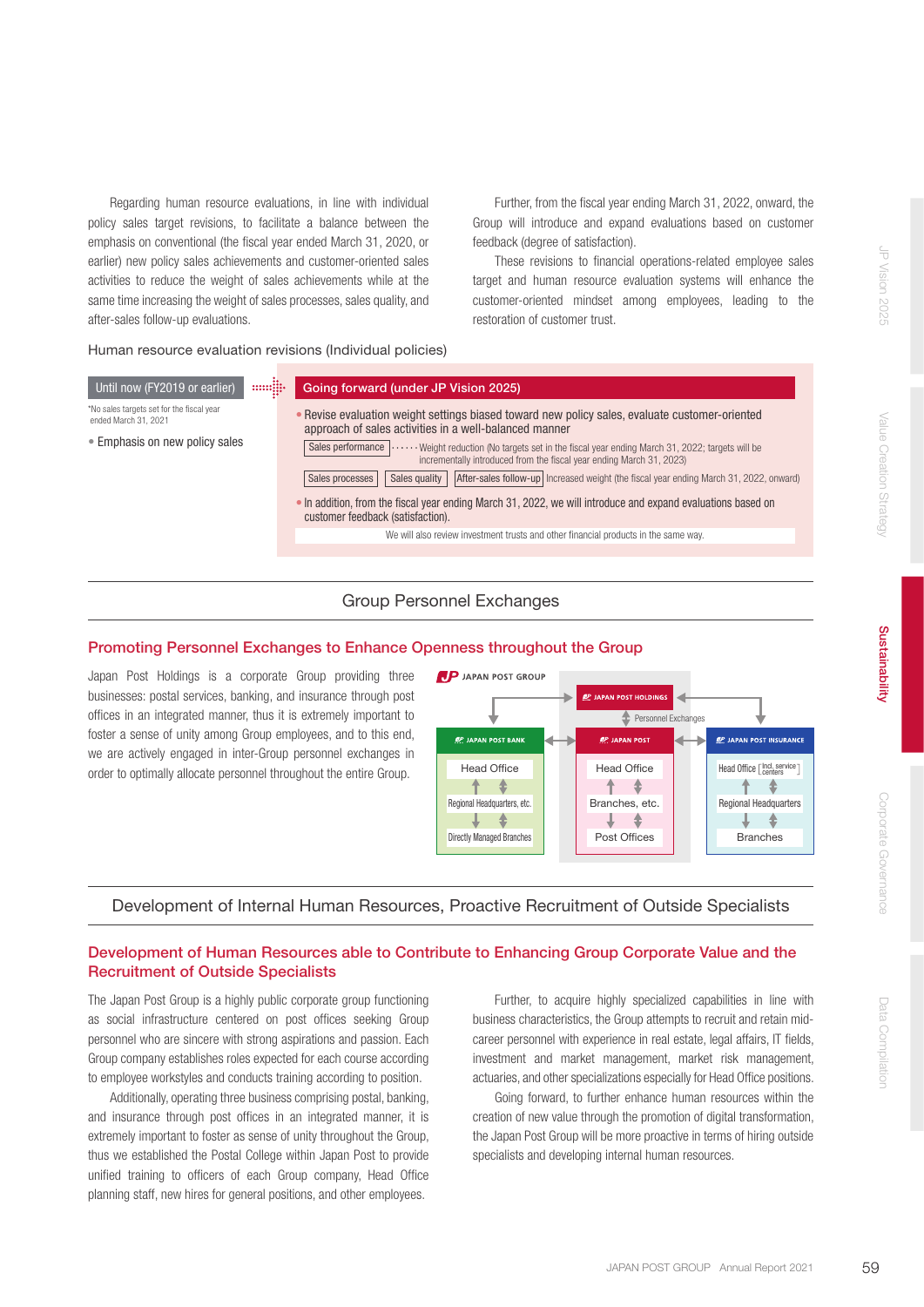Regarding human resource evaluations, in line with individual policy sales target revisions, to facilitate a balance between the emphasis on conventional (the fiscal year ended March 31, 2020, or earlier) new policy sales achievements and customer-oriented sales activities to reduce the weight of sales achievements while at the same time increasing the weight of sales processes, sales quality, and after-sales follow-up evaluations.

Further, from the fiscal year ending March 31, 2022, onward, the Group will introduce and expand evaluations based on customer feedback (degree of satisfaction).

These revisions to financial operations-related employee sales target and human resource evaluation systems will enhance the customer-oriented mindset among employees, leading to the restoration of customer trust.

Human resource evaluation revisions (Individual policies)

**Until now (FY2019 or earlier)**

*No sales targets set for the fiscal year ended March 31, 2021

- Emphasis on new policy sales

**Going forward (under JP Vision 2025)**

- Revise evaluation weight settings biased toward new policy sales, evaluate customer-oriented approach of sales activities in a well-balanced manner
  - Sales performance ······ Weight reduction (No targets set in the fiscal year ending March 31, 2022; targets will be incrementally introduced from the fiscal year ending March 31, 2023)
  - Sales processes / Sales quality / After-sales follow-up: Increased weight (the fiscal year ending March 31, 2022, onward)
- In addition, from the fiscal year ending March 31, 2022, we will introduce and expand evaluations based on customer feedback (satisfaction).

We will also review investment trusts and other financial products in the same way.

## Group Personnel Exchanges

### Promoting Personnel Exchanges to Enhance Openness throughout the Group

Japan Post Holdings is a corporate Group providing three businesses: postal services, banking, and insurance through post offices in an integrated manner, thus it is extremely important to foster a sense of unity among Group employees, and to this end, we are actively engaged in inter-Group personnel exchanges in order to optimally allocate personnel throughout the entire Group.

JAPAN POST GROUP

JAPAN POST HOLDINGS

Personnel Exchanges

| JAPAN POST BANK | JAPAN POST | JAPAN POST INSURANCE |
|---|---|---|
| Head Office | Head Office | Head Office [Incl. service centers] |
| Regional Headquarters, etc. | Branches, etc. | Regional Headquarters |
| Directly Managed Branches | Post Offices | Branches |

## Development of Internal Human Resources, Proactive Recruitment of Outside Specialists

### Development of Human Resources able to Contribute to Enhancing Group Corporate Value and the Recruitment of Outside Specialists

The Japan Post Group is a highly public corporate group functioning as social infrastructure centered on post offices seeking Group personnel who are sincere with strong aspirations and passion. Each Group company establishes roles expected for each course according to employee workstyles and conducts training according to position.

Additionally, operating three business comprising postal, banking, and insurance through post offices in an integrated manner, it is extremely important to foster as sense of unity throughout the Group, thus we established the Postal College within Japan Post to provide unified training to officers of each Group company, Head Office planning staff, new hires for general positions, and other employees.

Further, to acquire highly specialized capabilities in line with business characteristics, the Group attempts to recruit and retain mid-career personnel with experience in real estate, legal affairs, IT fields, investment and market management, market risk management, actuaries, and other specializations especially for Head Office positions.

Going forward, to further enhance human resources within the creation of new value through the promotion of digital transformation, the Japan Post Group will be more proactive in terms of hiring outside specialists and developing internal human resources.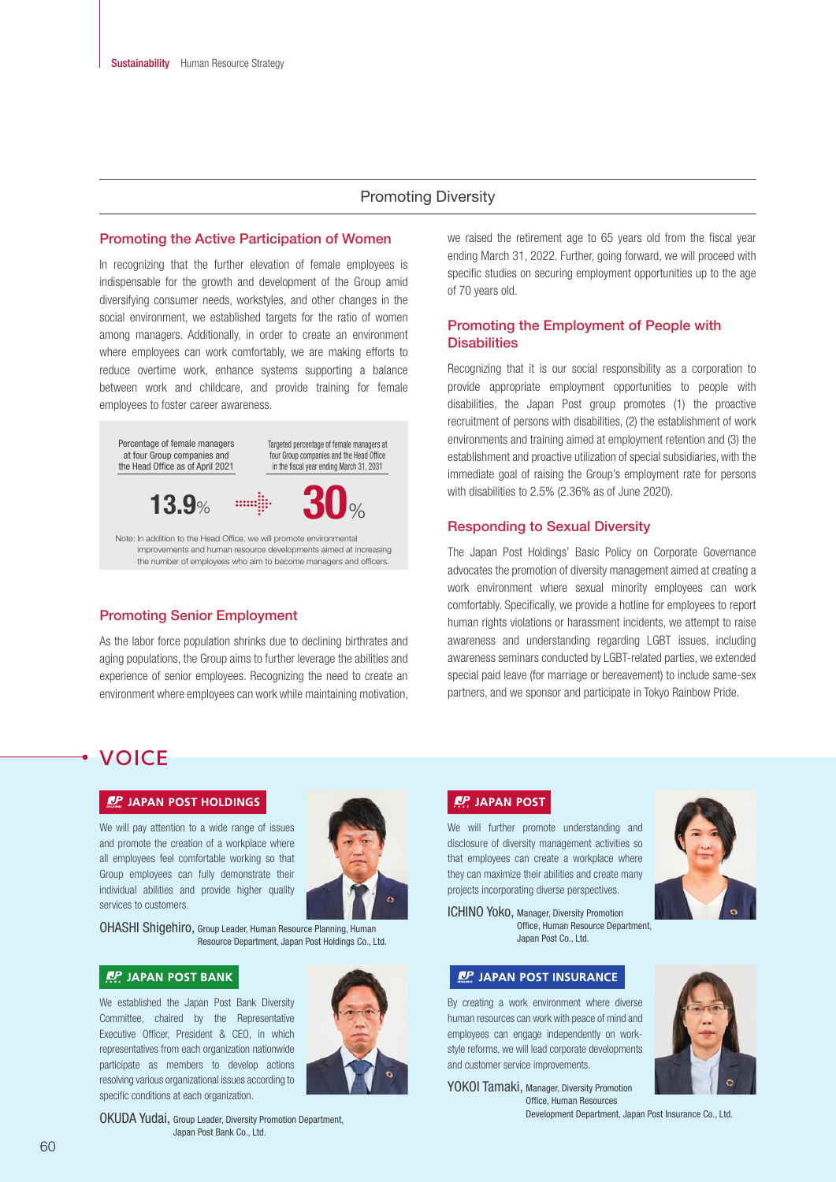## Promoting Diversity

### Promoting the Active Participation of Women

In recognizing that the further elevation of female employees is indispensable for the growth and development of the Group amid diversifying consumer needs, workstyles, and other changes in the social environment, we established targets for the ratio of women among managers. Additionally, in order to create an environment where employees can work comfortably, we are making efforts to reduce overtime work, enhance systems supporting a balance between work and childcare, and provide training for female employees to foster career awareness.

| Percentage of female managers at four Group companies and the Head Office as of April 2021 | | Targeted percentage of female managers at four Group companies and the Head Office in the fiscal year ending March 31, 2031 |
|---|---|---|
| **13.9%** | → | **30%** |

Note: In addition to the Head Office, we will promote environmental improvements and human resource developments aimed at increasing the number of employees who aim to become managers and officers.

### Promoting Senior Employment

As the labor force population shrinks due to declining birthrates and aging populations, the Group aims to further leverage the abilities and experience of senior employees. Recognizing the need to create an environment where employees can work while maintaining motivation, we raised the retirement age to 65 years old from the fiscal year ending March 31, 2022. Further, going forward, we will proceed with specific studies on securing employment opportunities up to the age of 70 years old.

### Promoting the Employment of People with Disabilities

Recognizing that it is our social responsibility as a corporation to provide appropriate employment opportunities to people with disabilities, the Japan Post group promotes (1) the proactive recruitment of persons with disabilities, (2) the establishment of work environments and training aimed at employment retention and (3) the establishment and proactive utilization of special subsidiaries, with the immediate goal of raising the Group's employment rate for persons with disabilities to 2.5% (2.36% as of June 2020).

### Responding to Sexual Diversity

The Japan Post Holdings' Basic Policy on Corporate Governance advocates the promotion of diversity management aimed at creating a work environment where sexual minority employees can work comfortably. Specifically, we provide a hotline for employees to report human rights violations or harassment incidents, we attempt to raise awareness and understanding regarding LGBT issues, including awareness seminars conducted by LGBT-related parties, we extended special paid leave (for marriage or bereavement) to include same-sex partners, and we sponsor and participate in Tokyo Rainbow Pride.

## VOICE

**JAPAN POST HOLDINGS**

We will pay attention to a wide range of issues and promote the creation of a workplace where all employees feel comfortable working so that Group employees can fully demonstrate their individual abilities and provide higher quality services to customers.

OHASHI Shigehiro, Group Leader, Human Resource Planning, Human Resource Department, Japan Post Holdings Co., Ltd.

**JAPAN POST**

We will further promote understanding and disclosure of diversity management activities so that employees can create a workplace where they can maximize their abilities and create many projects incorporating diverse perspectives.

ICHINO Yoko, Manager, Diversity Promotion Office, Human Resource Department, Japan Post Co., Ltd.

**JAPAN POST BANK**

We established the Japan Post Bank Diversity Committee, chaired by the Representative Executive Officer, President & CEO, in which representatives from each organization nationwide participate as members to develop actions resolving various organizational issues according to specific conditions at each organization.

OKUDA Yudai, Group Leader, Diversity Promotion Department, Japan Post Bank Co., Ltd.

**JAPAN POST INSURANCE**

By creating a work environment where diverse human resources can work with peace of mind and employees can engage independently on work-style reforms, we will lead corporate developments and customer service improvements.

YOKOI Tamaki, Manager, Diversity Promotion Office, Human Resources Development Department, Japan Post Insurance Co., Ltd.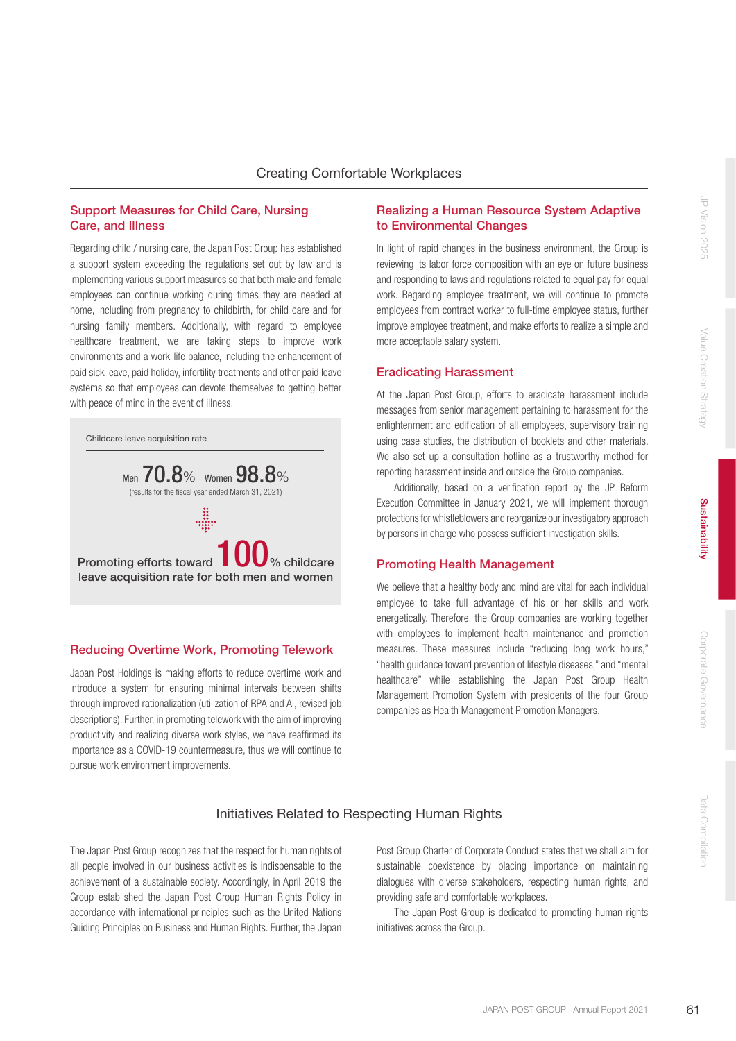## Creating Comfortable Workplaces

### Support Measures for Child Care, Nursing Care, and Illness

Regarding child / nursing care, the Japan Post Group has established a support system exceeding the regulations set out by law and is implementing various support measures so that both male and female employees can continue working during times they are needed at home, including from pregnancy to childbirth, for child care and for nursing family members. Additionally, with regard to employee healthcare treatment, we are taking steps to improve work environments and a work-life balance, including the enhancement of paid sick leave, paid holiday, infertility treatments and other paid leave systems so that employees can devote themselves to getting better with peace of mind in the event of illness.

Childcare leave acquisition rate

Men 70.8% Women 98.8%

(results for the fiscal year ended March 31, 2021)

Promoting efforts toward 100% childcare leave acquisition rate for both men and women

### Reducing Overtime Work, Promoting Telework

Japan Post Holdings is making efforts to reduce overtime work and introduce a system for ensuring minimal intervals between shifts through improved rationalization (utilization of RPA and AI, revised job descriptions). Further, in promoting telework with the aim of improving productivity and realizing diverse work styles, we have reaffirmed its importance as a COVID-19 countermeasure, thus we will continue to pursue work environment improvements.

### Realizing a Human Resource System Adaptive to Environmental Changes

In light of rapid changes in the business environment, the Group is reviewing its labor force composition with an eye on future business and responding to laws and regulations related to equal pay for equal work. Regarding employee treatment, we will continue to promote employees from contract worker to full-time employee status, further improve employee treatment, and make efforts to realize a simple and more acceptable salary system.

### Eradicating Harassment

At the Japan Post Group, efforts to eradicate harassment include messages from senior management pertaining to harassment for the enlightenment and edification of all employees, supervisory training using case studies, the distribution of booklets and other materials. We also set up a consultation hotline as a trustworthy method for reporting harassment inside and outside the Group companies.

Additionally, based on a verification report by the JP Reform Execution Committee in January 2021, we will implement thorough protections for whistleblowers and reorganize our investigatory approach by persons in charge who possess sufficient investigation skills.

### Promoting Health Management

We believe that a healthy body and mind are vital for each individual employee to take full advantage of his or her skills and work energetically. Therefore, the Group companies are working together with employees to implement health maintenance and promotion measures. These measures include "reducing long work hours," "health guidance toward prevention of lifestyle diseases," and "mental healthcare" while establishing the Japan Post Group Health Management Promotion System with presidents of the four Group companies as Health Management Promotion Managers.

## Initiatives Related to Respecting Human Rights

The Japan Post Group recognizes that the respect for human rights of all people involved in our business activities is indispensable to the achievement of a sustainable society. Accordingly, in April 2019 the Group established the Japan Post Group Human Rights Policy in accordance with international principles such as the United Nations Guiding Principles on Business and Human Rights. Further, the Japan Post Group Charter of Corporate Conduct states that we shall aim for sustainable coexistence by placing importance on maintaining dialogues with diverse stakeholders, respecting human rights, and providing safe and comfortable workplaces.

The Japan Post Group is dedicated to promoting human rights initiatives across the Group.